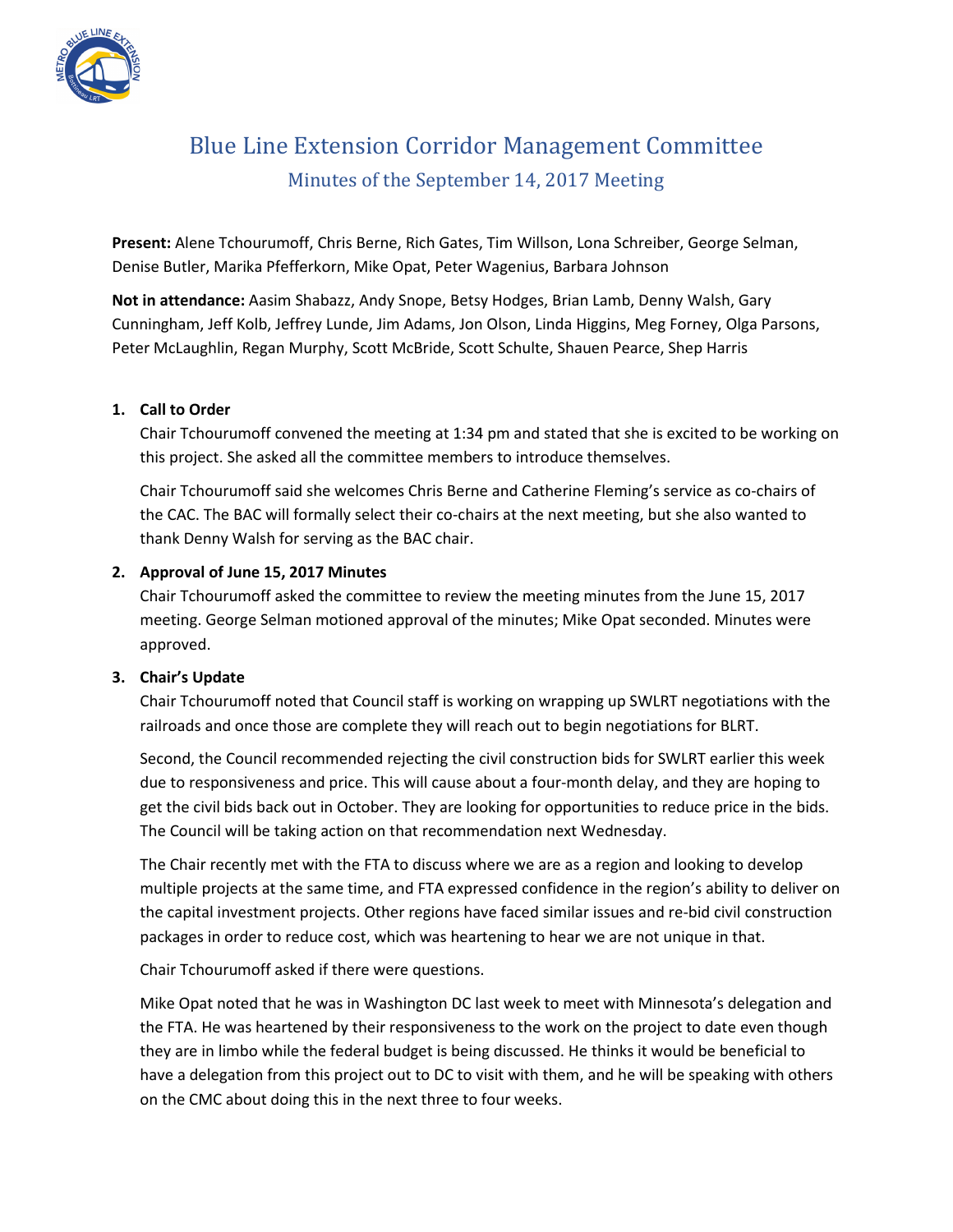# Blue Line Extension Corridor Management Committee

## Minutes of the September 14, 2017 Meeting

**Present:** Alene Tchourumoff, Chris Berne, Rich Gates, Tim Willson, Lona Schreiber, George Selman, Denise Butler, Marika Pfefferkorn, Mike Opat, Peter Wagenius, Barbara Johnson

**Not in attendance:** Aasim Shabazz, Andy Snope, Betsy Hodges, Brian Lamb, Denny Walsh, Gary Cunningham, Jeff Kolb, Jeffrey Lunde, Jim Adams, Jon Olson, Linda Higgins, Meg Forney, Olga Parsons, Peter McLaughlin, Regan Murphy, Scott McBride, Scott Schulte, Shauen Pearce, Shep Harris

### 1. Call to Order

Chair Tchourumoff convened the meeting at 1:34 pm and stated that she is excited to be working on this project. She asked all the committee members to introduce themselves.

Chair Tchourumoff said she welcomes Chris Berne and Catherine Fleming's service as co-chairs of the CAC. The BAC will formally select their co-chairs at the next meeting, but she also wanted to thank Denny Walsh for serving as the BAC chair.

### 2. Approval of June 15, 2017 Minutes

Chair Tchourumoff asked the committee to review the meeting minutes from the June 15, 2017 meeting. George Selman motioned approval of the minutes; Mike Opat seconded. Minutes were approved.

### 3. Chair's Update

Chair Tchourumoff noted that Council staff is working on wrapping up SWLRT negotiations with the railroads and once those are complete they will reach out to begin negotiations for BLRT.

Second, the Council recommended rejecting the civil construction bids for SWLRT earlier this week due to responsiveness and price. This will cause about a four-month delay, and they are hoping to get the civil bids back out in October. They are looking for opportunities to reduce price in the bids. The Council will be taking action on that recommendation next Wednesday.

The Chair recently met with the FTA to discuss where we are as a region and looking to develop multiple projects at the same time, and FTA expressed confidence in the region's ability to deliver on the capital investment projects. Other regions have faced similar issues and re-bid civil construction packages in order to reduce cost, which was heartening to hear we are not unique in that.

Chair Tchourumoff asked if there were questions.

Mike Opat noted that he was in Washington DC last week to meet with Minnesota's delegation and the FTA. He was heartened by their responsiveness to the work on the project to date even though they are in limbo while the federal budget is being discussed. He thinks it would be beneficial to have a delegation from this project out to DC to visit with them, and he will be speaking with others on the CMC about doing this in the next three to four weeks.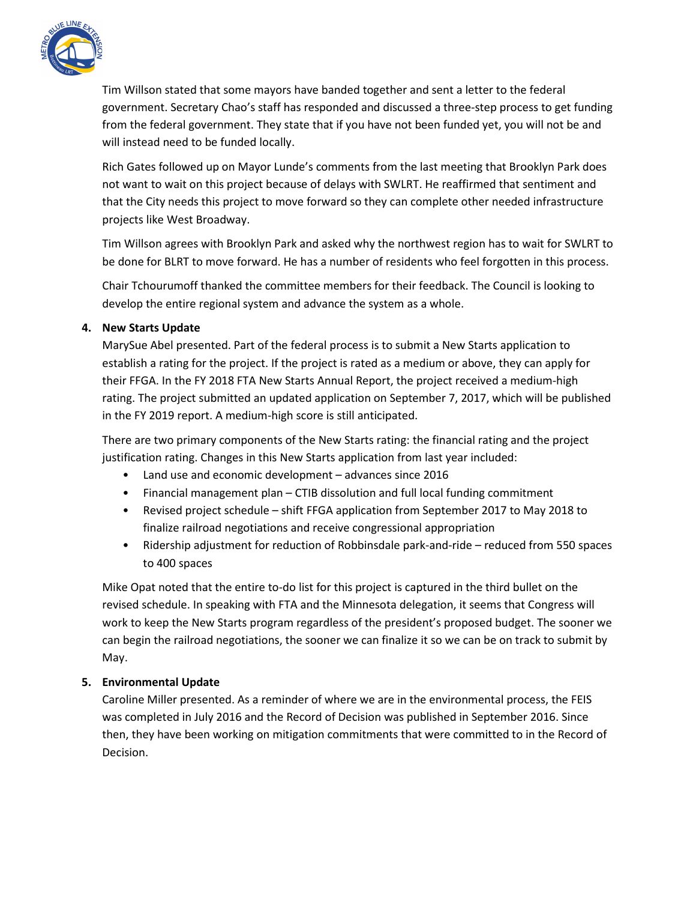Tim Willson stated that some mayors have banded together and sent a letter to the federal government. Secretary Chao's staff has responded and discussed a three-step process to get funding from the federal government. They state that if you have not been funded yet, you will not be and will instead need to be funded locally.

Rich Gates followed up on Mayor Lunde's comments from the last meeting that Brooklyn Park does not want to wait on this project because of delays with SWLRT. He reaffirmed that sentiment and that the City needs this project to move forward so they can complete other needed infrastructure projects like West Broadway.

Tim Willson agrees with Brooklyn Park and asked why the northwest region has to wait for SWLRT to be done for BLRT to move forward. He has a number of residents who feel forgotten in this process.

Chair Tchourumoff thanked the committee members for their feedback. The Council is looking to develop the entire regional system and advance the system as a whole.

4. **New Starts Update**

MarySue Abel presented. Part of the federal process is to submit a New Starts application to establish a rating for the project. If the project is rated as a medium or above, they can apply for their FFGA. In the FY 2018 FTA New Starts Annual Report, the project received a medium-high rating. The project submitted an updated application on September 7, 2017, which will be published in the FY 2019 report. A medium-high score is still anticipated.

There are two primary components of the New Starts rating: the financial rating and the project justification rating. Changes in this New Starts application from last year included:

- Land use and economic development – advances since 2016
- Financial management plan – CTIB dissolution and full local funding commitment
- Revised project schedule – shift FFGA application from September 2017 to May 2018 to finalize railroad negotiations and receive congressional appropriation
- Ridership adjustment for reduction of Robbinsdale park-and-ride – reduced from 550 spaces to 400 spaces

Mike Opat noted that the entire to-do list for this project is captured in the third bullet on the revised schedule. In speaking with FTA and the Minnesota delegation, it seems that Congress will work to keep the New Starts program regardless of the president's proposed budget. The sooner we can begin the railroad negotiations, the sooner we can finalize it so we can be on track to submit by May.

5. **Environmental Update**

Caroline Miller presented. As a reminder of where we are in the environmental process, the FEIS was completed in July 2016 and the Record of Decision was published in September 2016. Since then, they have been working on mitigation commitments that were committed to in the Record of Decision.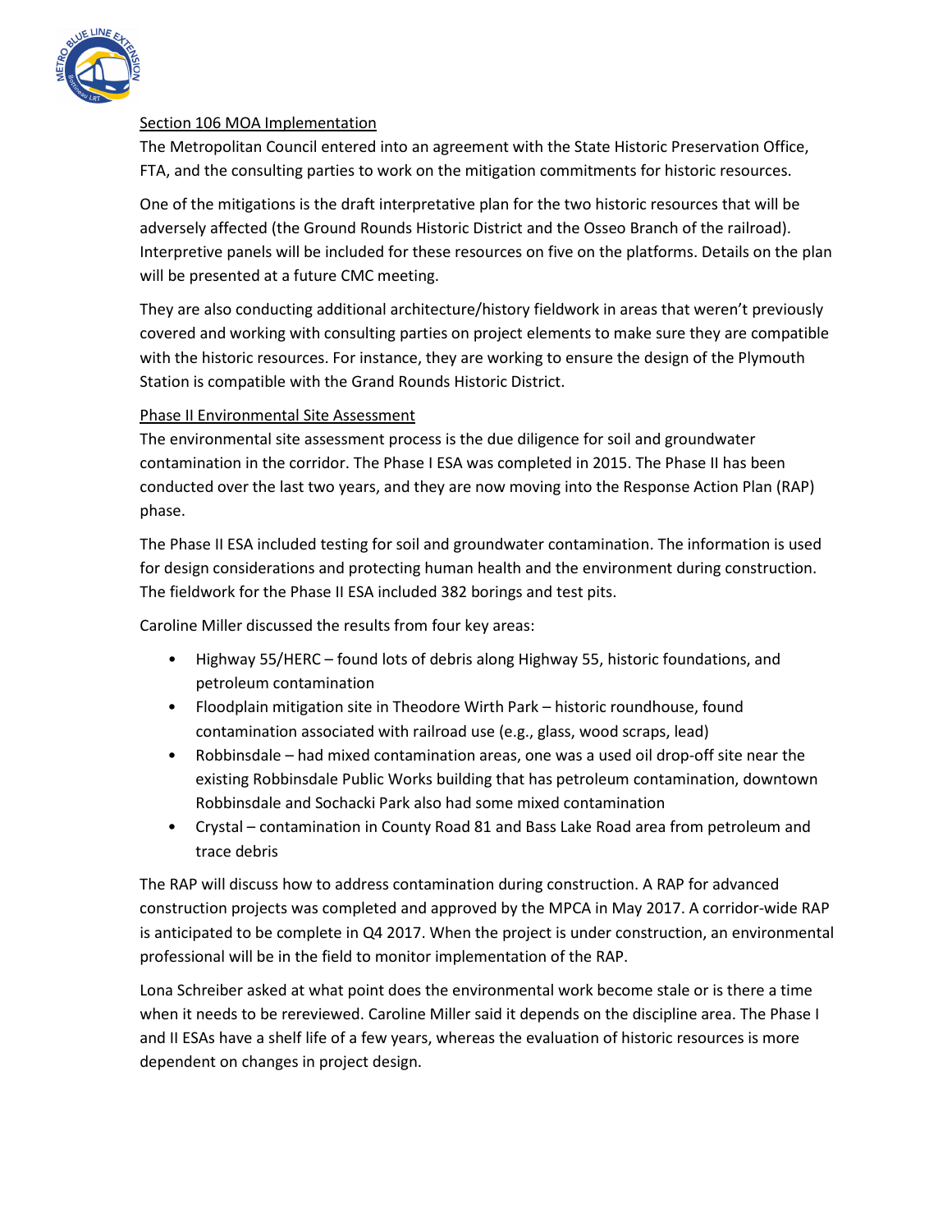<u>Section 106 MOA Implementation</u>

The Metropolitan Council entered into an agreement with the State Historic Preservation Office, FTA, and the consulting parties to work on the mitigation commitments for historic resources.

One of the mitigations is the draft interpretative plan for the two historic resources that will be adversely affected (the Ground Rounds Historic District and the Osseo Branch of the railroad). Interpretive panels will be included for these resources on five on the platforms. Details on the plan will be presented at a future CMC meeting.

They are also conducting additional architecture/history fieldwork in areas that weren't previously covered and working with consulting parties on project elements to make sure they are compatible with the historic resources. For instance, they are working to ensure the design of the Plymouth Station is compatible with the Grand Rounds Historic District.

<u>Phase II Environmental Site Assessment</u>

The environmental site assessment process is the due diligence for soil and groundwater contamination in the corridor. The Phase I ESA was completed in 2015. The Phase II has been conducted over the last two years, and they are now moving into the Response Action Plan (RAP) phase.

The Phase II ESA included testing for soil and groundwater contamination. The information is used for design considerations and protecting human health and the environment during construction. The fieldwork for the Phase II ESA included 382 borings and test pits.

Caroline Miller discussed the results from four key areas:

- Highway 55/HERC – found lots of debris along Highway 55, historic foundations, and petroleum contamination
- Floodplain mitigation site in Theodore Wirth Park – historic roundhouse, found contamination associated with railroad use (e.g., glass, wood scraps, lead)
- Robbinsdale – had mixed contamination areas, one was a used oil drop-off site near the existing Robbinsdale Public Works building that has petroleum contamination, downtown Robbinsdale and Sochacki Park also had some mixed contamination
- Crystal – contamination in County Road 81 and Bass Lake Road area from petroleum and trace debris

The RAP will discuss how to address contamination during construction. A RAP for advanced construction projects was completed and approved by the MPCA in May 2017. A corridor-wide RAP is anticipated to be complete in Q4 2017. When the project is under construction, an environmental professional will be in the field to monitor implementation of the RAP.

Lona Schreiber asked at what point does the environmental work become stale or is there a time when it needs to be rereviewed. Caroline Miller said it depends on the discipline area. The Phase I and II ESAs have a shelf life of a few years, whereas the evaluation of historic resources is more dependent on changes in project design.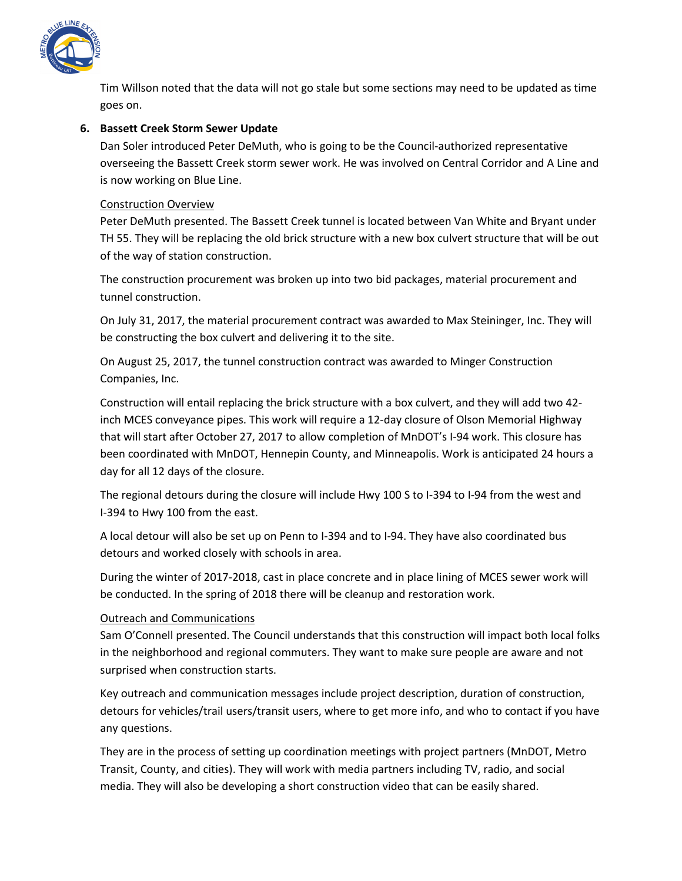Tim Willson noted that the data will not go stale but some sections may need to be updated as time goes on.

6. **Bassett Creek Storm Sewer Update**

Dan Soler introduced Peter DeMuth, who is going to be the Council-authorized representative overseeing the Bassett Creek storm sewer work. He was involved on Central Corridor and A Line and is now working on Blue Line.

Construction Overview

Peter DeMuth presented. The Bassett Creek tunnel is located between Van White and Bryant under TH 55. They will be replacing the old brick structure with a new box culvert structure that will be out of the way of station construction.

The construction procurement was broken up into two bid packages, material procurement and tunnel construction.

On July 31, 2017, the material procurement contract was awarded to Max Steininger, Inc. They will be constructing the box culvert and delivering it to the site.

On August 25, 2017, the tunnel construction contract was awarded to Minger Construction Companies, Inc.

Construction will entail replacing the brick structure with a box culvert, and they will add two 42-inch MCES conveyance pipes. This work will require a 12-day closure of Olson Memorial Highway that will start after October 27, 2017 to allow completion of MnDOT's I-94 work. This closure has been coordinated with MnDOT, Hennepin County, and Minneapolis. Work is anticipated 24 hours a day for all 12 days of the closure.

The regional detours during the closure will include Hwy 100 S to I-394 to I-94 from the west and I-394 to Hwy 100 from the east.

A local detour will also be set up on Penn to I-394 and to I-94. They have also coordinated bus detours and worked closely with schools in area.

During the winter of 2017-2018, cast in place concrete and in place lining of MCES sewer work will be conducted. In the spring of 2018 there will be cleanup and restoration work.

Outreach and Communications

Sam O'Connell presented. The Council understands that this construction will impact both local folks in the neighborhood and regional commuters. They want to make sure people are aware and not surprised when construction starts.

Key outreach and communication messages include project description, duration of construction, detours for vehicles/trail users/transit users, where to get more info, and who to contact if you have any questions.

They are in the process of setting up coordination meetings with project partners (MnDOT, Metro Transit, County, and cities). They will work with media partners including TV, radio, and social media. They will also be developing a short construction video that can be easily shared.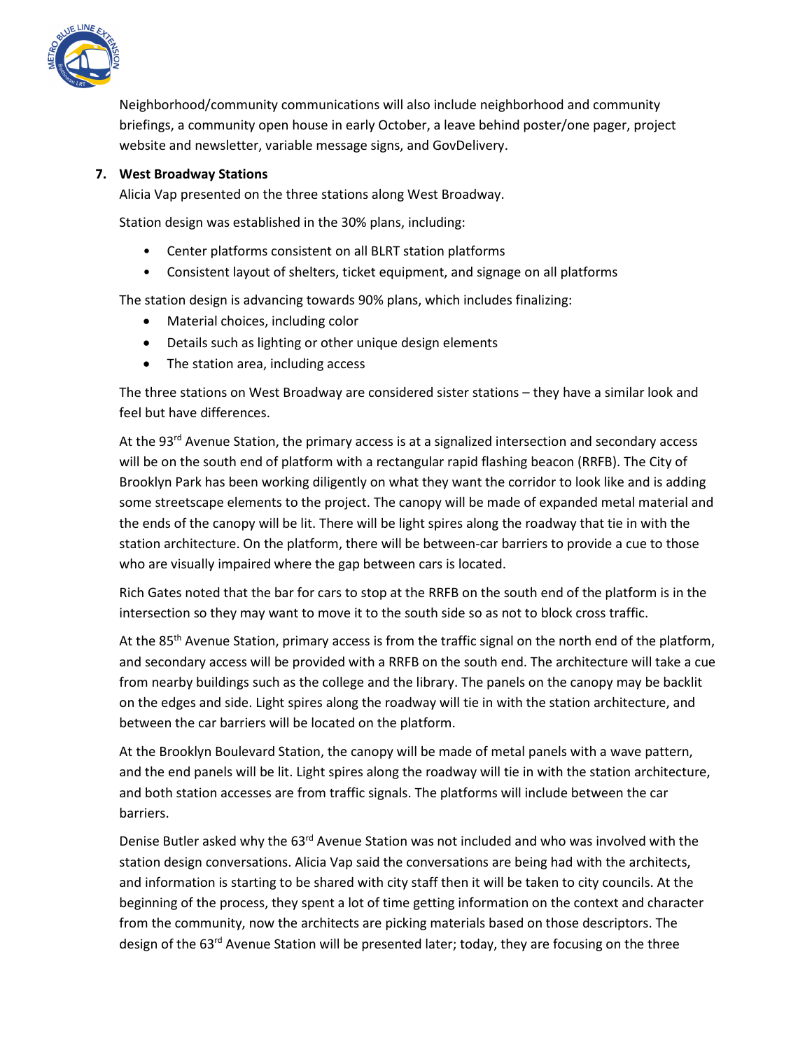Neighborhood/community communications will also include neighborhood and community briefings, a community open house in early October, a leave behind poster/one pager, project website and newsletter, variable message signs, and GovDelivery.

**7. West Broadway Stations**

Alicia Vap presented on the three stations along West Broadway.

Station design was established in the 30% plans, including:

- Center platforms consistent on all BLRT station platforms
- Consistent layout of shelters, ticket equipment, and signage on all platforms

The station design is advancing towards 90% plans, which includes finalizing:

- Material choices, including color
- Details such as lighting or other unique design elements
- The station area, including access

The three stations on West Broadway are considered sister stations – they have a similar look and feel but have differences.

At the 93rd Avenue Station, the primary access is at a signalized intersection and secondary access will be on the south end of platform with a rectangular rapid flashing beacon (RRFB). The City of Brooklyn Park has been working diligently on what they want the corridor to look like and is adding some streetscape elements to the project. The canopy will be made of expanded metal material and the ends of the canopy will be lit. There will be light spires along the roadway that tie in with the station architecture. On the platform, there will be between-car barriers to provide a cue to those who are visually impaired where the gap between cars is located.

Rich Gates noted that the bar for cars to stop at the RRFB on the south end of the platform is in the intersection so they may want to move it to the south side so as not to block cross traffic.

At the 85th Avenue Station, primary access is from the traffic signal on the north end of the platform, and secondary access will be provided with a RRFB on the south end. The architecture will take a cue from nearby buildings such as the college and the library. The panels on the canopy may be backlit on the edges and side. Light spires along the roadway will tie in with the station architecture, and between the car barriers will be located on the platform.

At the Brooklyn Boulevard Station, the canopy will be made of metal panels with a wave pattern, and the end panels will be lit. Light spires along the roadway will tie in with the station architecture, and both station accesses are from traffic signals. The platforms will include between the car barriers.

Denise Butler asked why the 63rd Avenue Station was not included and who was involved with the station design conversations. Alicia Vap said the conversations are being had with the architects, and information is starting to be shared with city staff then it will be taken to city councils. At the beginning of the process, they spent a lot of time getting information on the context and character from the community, now the architects are picking materials based on those descriptors. The design of the 63rd Avenue Station will be presented later; today, they are focusing on the three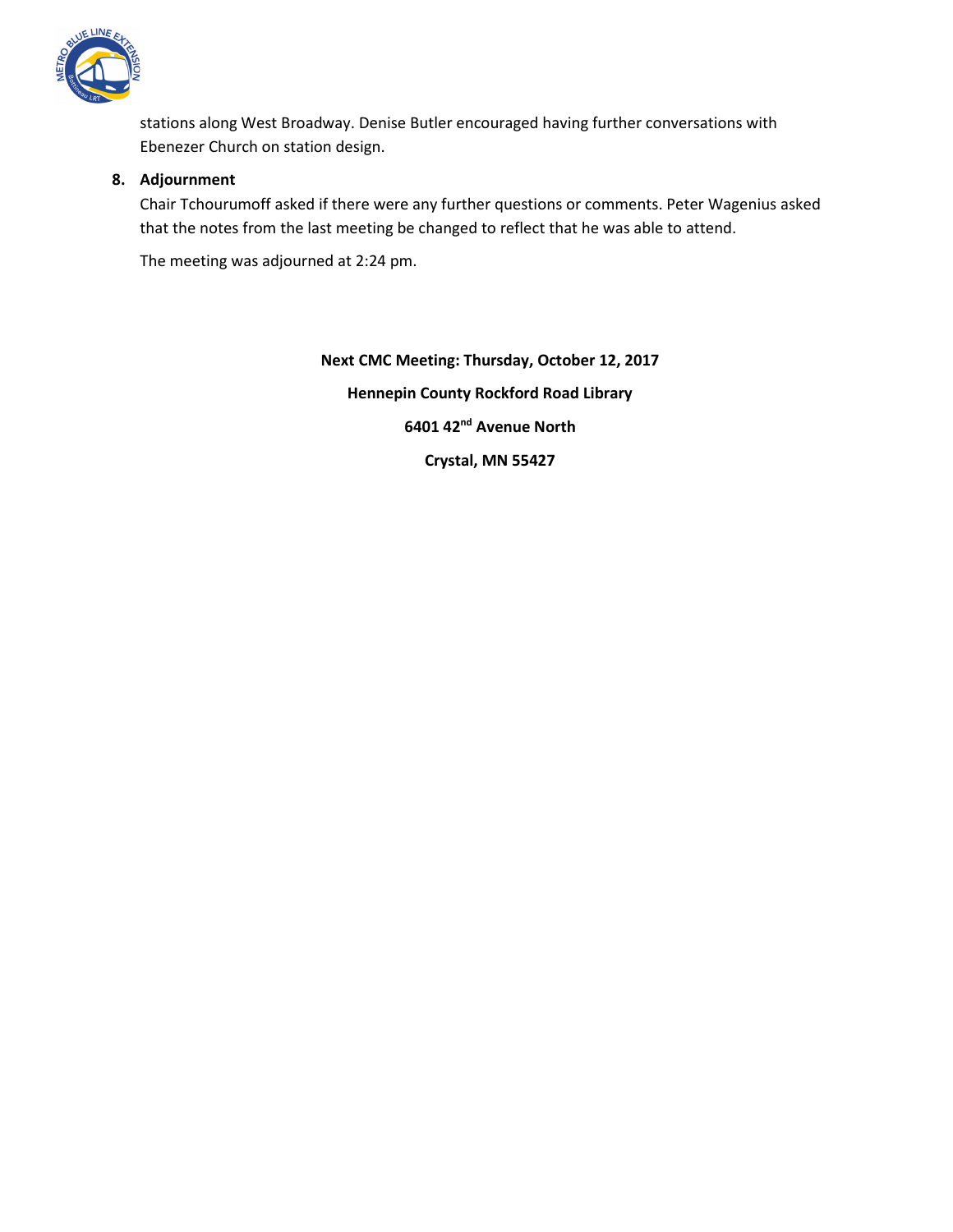stations along West Broadway. Denise Butler encouraged having further conversations with Ebenezer Church on station design.

**8. Adjournment**

Chair Tchourumoff asked if there were any further questions or comments. Peter Wagenius asked that the notes from the last meeting be changed to reflect that he was able to attend.

The meeting was adjourned at 2:24 pm.

**Next CMC Meeting: Thursday, October 12, 2017**

**Hennepin County Rockford Road Library**

**6401 42nd Avenue North**

**Crystal, MN 55427**